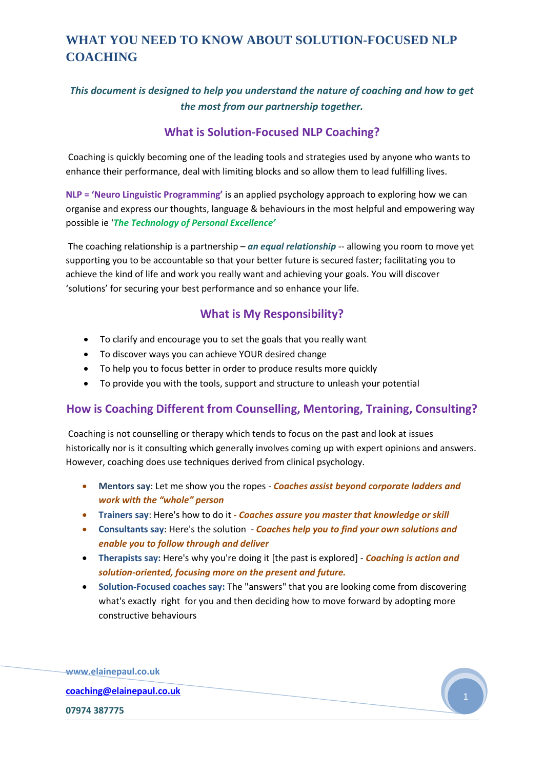# WHAT YOU NEED TO KNOW ABOUT SOLUTION-FOCUSED NLP COACHING

***This document is designed to help you understand the nature of coaching and how to get the most from our partnership together.***

## What is Solution-Focused NLP Coaching?

Coaching is quickly becoming one of the leading tools and strategies used by anyone who wants to enhance their performance, deal with limiting blocks and so allow them to lead fulfilling lives.

**NLP = 'Neuro Linguistic Programming'** is an applied psychology approach to exploring how we can organise and express our thoughts, language & behaviours in the most helpful and empowering way possible ie '***The Technology of Personal Excellence'***

The coaching relationship is a partnership – ***an equal relationship*** -- allowing you room to move yet supporting you to be accountable so that your better future is secured faster; facilitating you to achieve the kind of life and work you really want and achieving your goals. You will discover 'solutions' for securing your best performance and so enhance your life.

## What is My Responsibility?

- To clarify and encourage you to set the goals that you really want
- To discover ways you can achieve YOUR desired change
- To help you to focus better in order to produce results more quickly
- To provide you with the tools, support and structure to unleash your potential

## How is Coaching Different from Counselling, Mentoring, Training, Consulting?

Coaching is not counselling or therapy which tends to focus on the past and look at issues historically nor is it consulting which generally involves coming up with expert opinions and answers. However, coaching does use techniques derived from clinical psychology.

- **Mentors say**: Let me show you the ropes - ***Coaches assist beyond corporate ladders and work with the "whole" person***
- **Trainers say**: Here's how to do it ***- Coaches assure you master that knowledge or skill***
- **Consultants say**: Here's the solution - ***Coaches help you to find your own solutions and enable you to follow through and deliver***
- **Therapists say:** Here's why you're doing it [the past is explored] - ***Coaching is action and solution-oriented, focusing more on the present and future.***
- **Solution-Focused coaches say:** The "answers" that you are looking come from discovering what's exactly right for you and then deciding how to move forward by adopting more constructive behaviours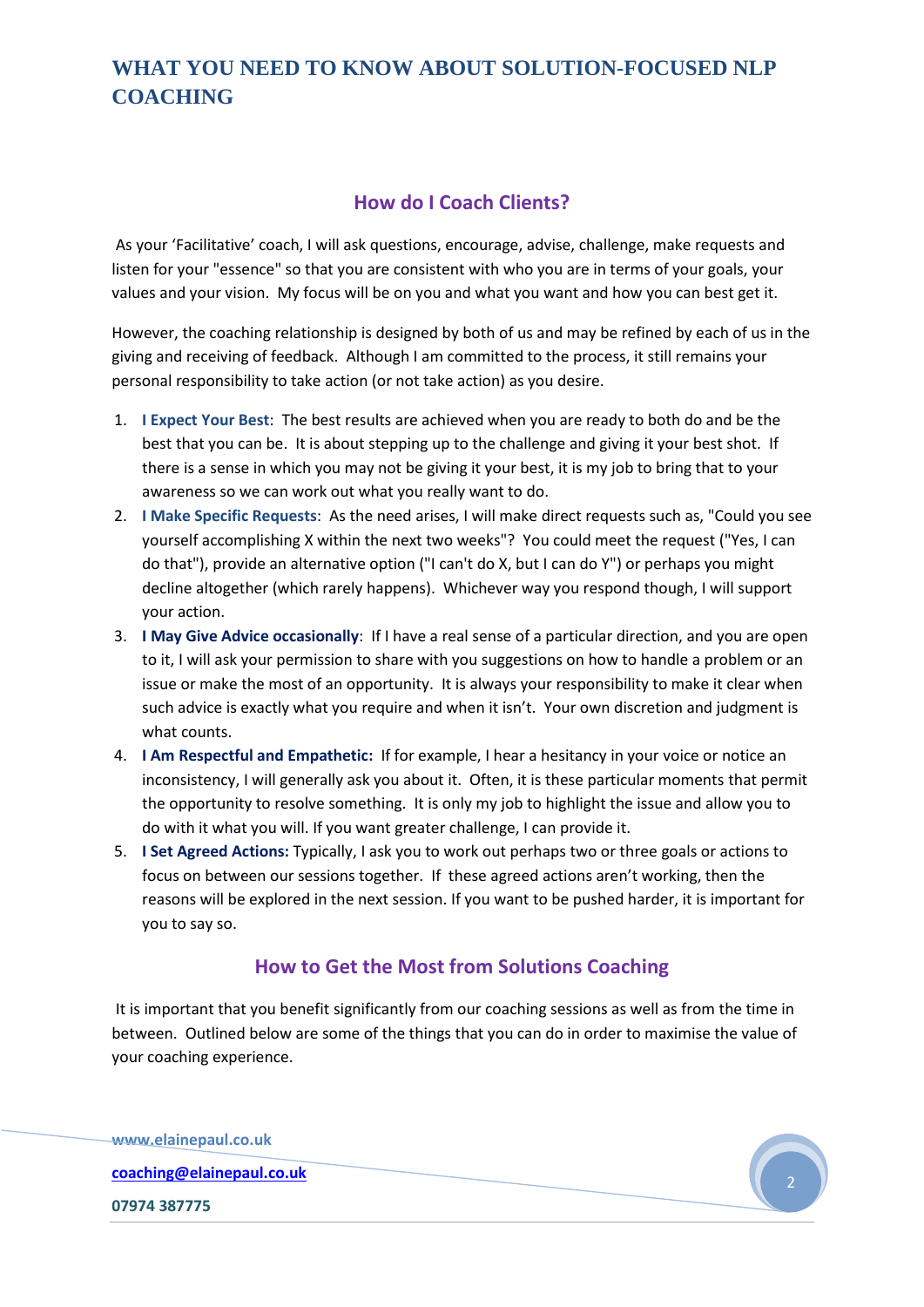# WHAT YOU NEED TO KNOW ABOUT SOLUTION-FOCUSED NLP COACHING

## How do I Coach Clients?

As your 'Facilitative' coach, I will ask questions, encourage, advise, challenge, make requests and listen for your "essence" so that you are consistent with who you are in terms of your goals, your values and your vision. My focus will be on you and what you want and how you can best get it.

However, the coaching relationship is designed by both of us and may be refined by each of us in the giving and receiving of feedback. Although I am committed to the process, it still remains your personal responsibility to take action (or not take action) as you desire.

1. **I Expect Your Best**: The best results are achieved when you are ready to both do and be the best that you can be. It is about stepping up to the challenge and giving it your best shot. If there is a sense in which you may not be giving it your best, it is my job to bring that to your awareness so we can work out what you really want to do.
2. **I Make Specific Requests**: As the need arises, I will make direct requests such as, "Could you see yourself accomplishing X within the next two weeks"? You could meet the request ("Yes, I can do that"), provide an alternative option ("I can't do X, but I can do Y") or perhaps you might decline altogether (which rarely happens). Whichever way you respond though, I will support your action.
3. **I May Give Advice occasionally**: If I have a real sense of a particular direction, and you are open to it, I will ask your permission to share with you suggestions on how to handle a problem or an issue or make the most of an opportunity. It is always your responsibility to make it clear when such advice is exactly what you require and when it isn't. Your own discretion and judgment is what counts.
4. **I Am Respectful and Empathetic:** If for example, I hear a hesitancy in your voice or notice an inconsistency, I will generally ask you about it. Often, it is these particular moments that permit the opportunity to resolve something. It is only my job to highlight the issue and allow you to do with it what you will. If you want greater challenge, I can provide it.
5. **I Set Agreed Actions:** Typically, I ask you to work out perhaps two or three goals or actions to focus on between our sessions together. If these agreed actions aren't working, then the reasons will be explored in the next session. If you want to be pushed harder, it is important for you to say so.

## How to Get the Most from Solutions Coaching

It is important that you benefit significantly from our coaching sessions as well as from the time in between. Outlined below are some of the things that you can do in order to maximise the value of your coaching experience.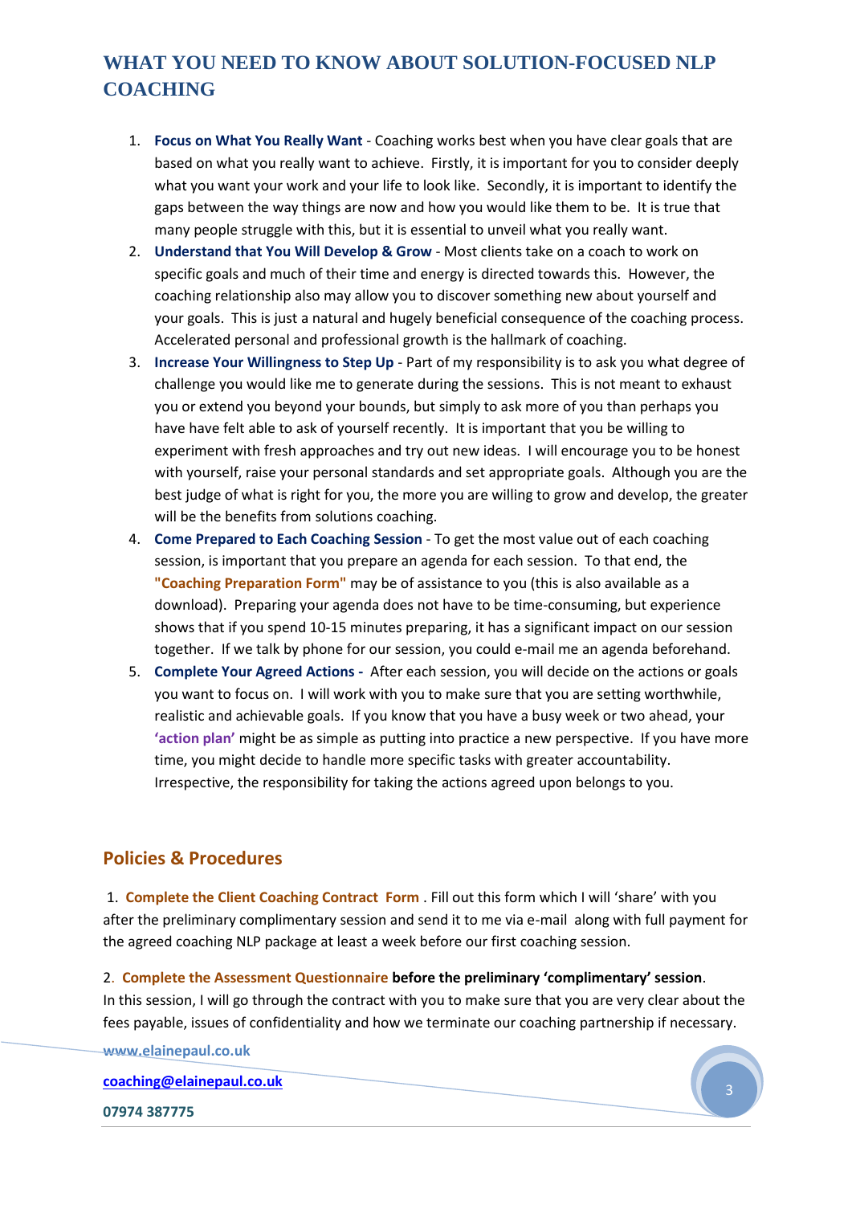# WHAT YOU NEED TO KNOW ABOUT SOLUTION-FOCUSED NLP COACHING

1. **Focus on What You Really Want** - Coaching works best when you have clear goals that are based on what you really want to achieve. Firstly, it is important for you to consider deeply what you want your work and your life to look like. Secondly, it is important to identify the gaps between the way things are now and how you would like them to be. It is true that many people struggle with this, but it is essential to unveil what you really want.
2. **Understand that You Will Develop & Grow** - Most clients take on a coach to work on specific goals and much of their time and energy is directed towards this. However, the coaching relationship also may allow you to discover something new about yourself and your goals. This is just a natural and hugely beneficial consequence of the coaching process. Accelerated personal and professional growth is the hallmark of coaching.
3. **Increase Your Willingness to Step Up** - Part of my responsibility is to ask you what degree of challenge you would like me to generate during the sessions. This is not meant to exhaust you or extend you beyond your bounds, but simply to ask more of you than perhaps you have have felt able to ask of yourself recently. It is important that you be willing to experiment with fresh approaches and try out new ideas. I will encourage you to be honest with yourself, raise your personal standards and set appropriate goals. Although you are the best judge of what is right for you, the more you are willing to grow and develop, the greater will be the benefits from solutions coaching.
4. **Come Prepared to Each Coaching Session** - To get the most value out of each coaching session, is important that you prepare an agenda for each session. To that end, the **"Coaching Preparation Form"** may be of assistance to you (this is also available as a download). Preparing your agenda does not have to be time-consuming, but experience shows that if you spend 10-15 minutes preparing, it has a significant impact on our session together. If we talk by phone for our session, you could e-mail me an agenda beforehand.
5. **Complete Your Agreed Actions -** After each session, you will decide on the actions or goals you want to focus on. I will work with you to make sure that you are setting worthwhile, realistic and achievable goals. If you know that you have a busy week or two ahead, your **'action plan'** might be as simple as putting into practice a new perspective. If you have more time, you might decide to handle more specific tasks with greater accountability. Irrespective, the responsibility for taking the actions agreed upon belongs to you.

## Policies & Procedures

1. **Complete the Client Coaching Contract Form** . Fill out this form which I will 'share' with you after the preliminary complimentary session and send it to me via e-mail along with full payment for the agreed coaching NLP package at least a week before our first coaching session.

2. **Complete the Assessment Questionnaire** **before the preliminary 'complimentary' session**. In this session, I will go through the contract with you to make sure that you are very clear about the fees payable, issues of confidentiality and how we terminate our coaching partnership if necessary.

www.elainepaul.co.uk

coaching@elainepaul.co.uk

07974 387775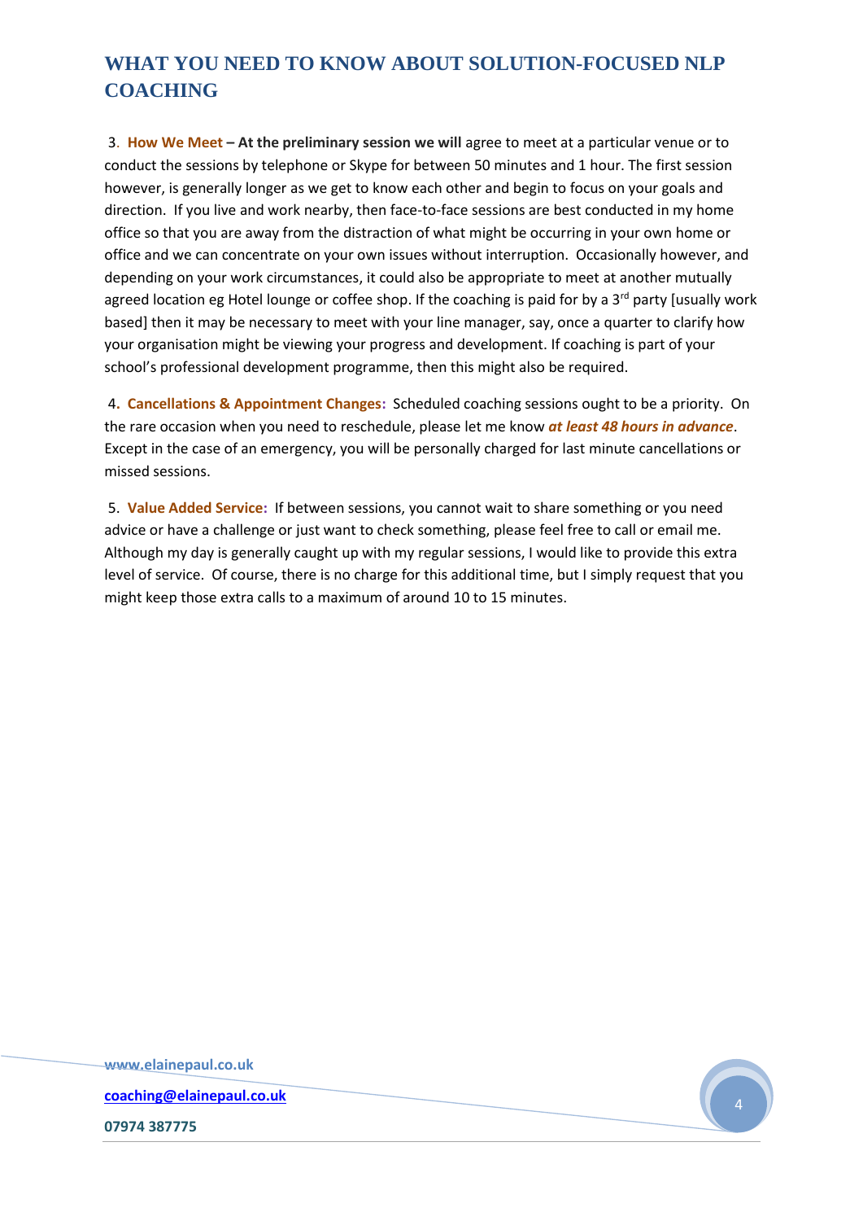## WHAT YOU NEED TO KNOW ABOUT SOLUTION-FOCUSED NLP COACHING

3. **How We Meet – At the preliminary session we will** agree to meet at a particular venue or to conduct the sessions by telephone or Skype for between 50 minutes and 1 hour. The first session however, is generally longer as we get to know each other and begin to focus on your goals and direction. If you live and work nearby, then face-to-face sessions are best conducted in my home office so that you are away from the distraction of what might be occurring in your own home or office and we can concentrate on your own issues without interruption. Occasionally however, and depending on your work circumstances, it could also be appropriate to meet at another mutually agreed location eg Hotel lounge or coffee shop. If the coaching is paid for by a 3rd party [usually work based] then it may be necessary to meet with your line manager, say, once a quarter to clarify how your organisation might be viewing your progress and development. If coaching is part of your school's professional development programme, then this might also be required.

4. **Cancellations & Appointment Changes:** Scheduled coaching sessions ought to be a priority. On the rare occasion when you need to reschedule, please let me know ***at least 48 hours in advance***. Except in the case of an emergency, you will be personally charged for last minute cancellations or missed sessions.

5. **Value Added Service:** If between sessions, you cannot wait to share something or you need advice or have a challenge or just want to check something, please feel free to call or email me. Although my day is generally caught up with my regular sessions, I would like to provide this extra level of service. Of course, there is no charge for this additional time, but I simply request that you might keep those extra calls to a maximum of around 10 to 15 minutes.

**www.elainepaul.co.uk**

**coaching@elainepaul.co.uk**

**07974 387775**